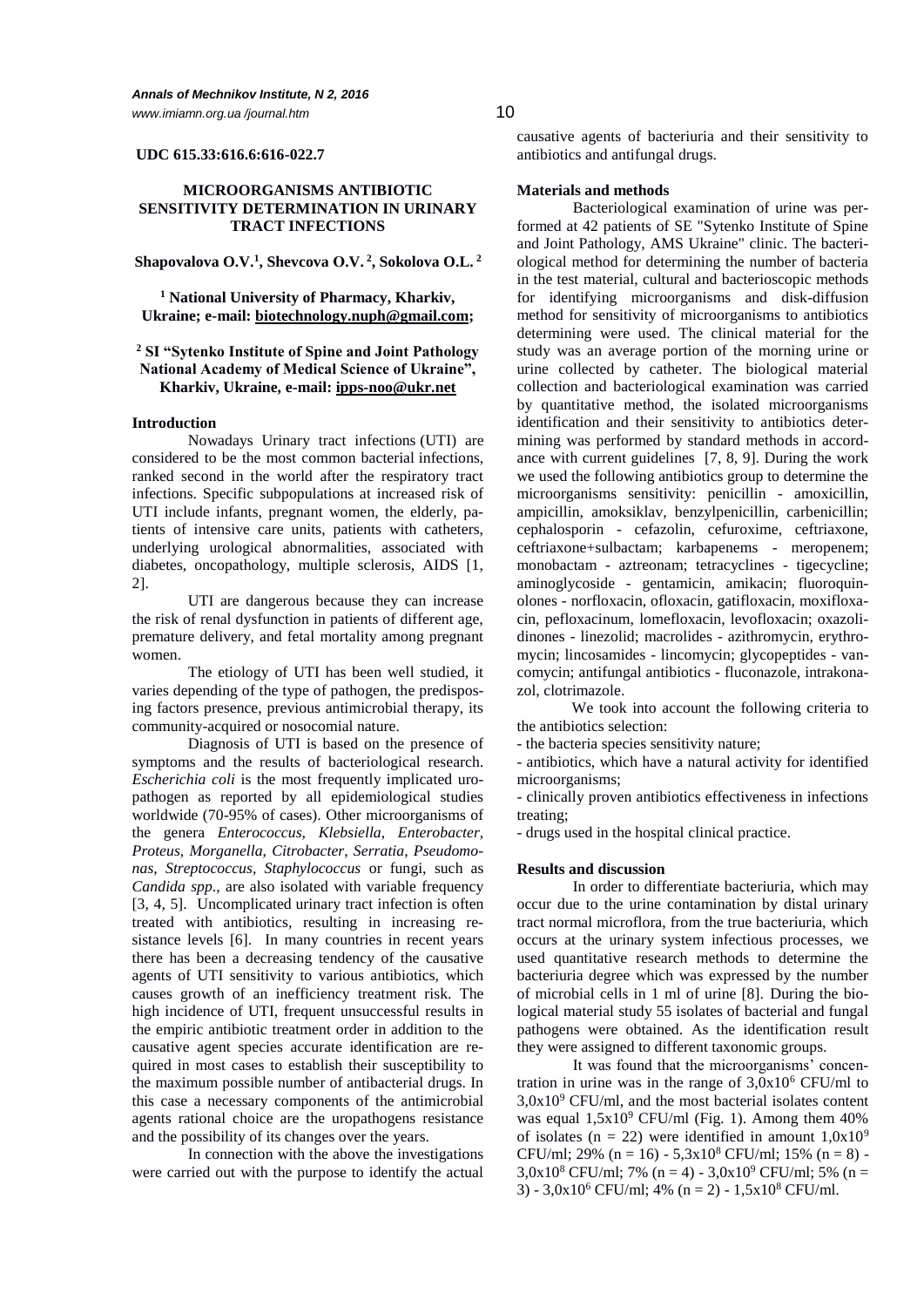UDC 615.33:616.6:616-022.7

# MICROORGANISMS ANTIBIOTIC SENSITIVITY DETERMINATION IN URINARY TRACT INFECTIONS

**Shapovalova O.V.[1], Shevcova O.V.[2], Sokolova O.L.[2]**

**[1] National University of Pharmacy, Kharkiv, Ukraine; e-mail: biotechnology.nuph@gmail.com;**

**[2] SI "Sytenko Institute of Spine and Joint Pathology National Academy of Medical Science of Ukraine", Kharkiv, Ukraine, e-mail: ipps-noo@ukr.net**

## Introduction

Nowadays Urinary tract infections (UTI) are considered to be the most common bacterial infections, ranked second in the world after the respiratory tract infections. Specific subpopulations at increased risk of UTI include infants, pregnant women, the elderly, patients of intensive care units, patients with catheters, underlying urological abnormalities, associated with diabetes, oncopathology, multiple sclerosis, AIDS [1, 2].

UTI are dangerous because they can increase the risk of renal dysfunction in patients of different age, premature delivery, and fetal mortality among pregnant women.

The etiology of UTI has been well studied, it varies depending of the type of pathogen, the predisposing factors presence, previous antimicrobial therapy, its community-acquired or nosocomial nature.

Diagnosis of UTI is based on the presence of symptoms and the results of bacteriological research. *Escherichia coli* is the most frequently implicated uropathogen as reported by all epidemiological studies worldwide (70-95% of cases). Other microorganisms of the genera *Enterococcus, Klebsiella, Enterobacter, Proteus, Morganella, Citrobacter, Serratia, Pseudomonas, Streptococcus, Staphylococcus* or fungi, such as *Candida spp*., are also isolated with variable frequency [3, 4, 5]. Uncomplicated urinary tract infection is often treated with antibiotics, resulting in increasing resistance levels [6]. In many countries in recent years there has been a decreasing tendency of the causative agents of UTI sensitivity to various antibiotics, which causes growth of an inefficiency treatment risk. The high incidence of UTI, frequent unsuccessful results in the empiric antibiotic treatment order in addition to the causative agent species accurate identification are required in most cases to establish their susceptibility to the maximum possible number of antibacterial drugs. In this case a necessary components of the antimicrobial agents rational choice are the uropathogens resistance and the possibility of its changes over the years.

In connection with the above the investigations were carried out with the purpose to identify the actual causative agents of bacteriuria and their sensitivity to antibiotics and antifungal drugs.

## Materials and methods

Bacteriological examination of urine was performed at 42 patients of SE "Sytenko Institute of Spine and Joint Pathology, AMS Ukraine" clinic. The bacteriological method for determining the number of bacteria in the test material, cultural and bacterioscopic methods for identifying microorganisms and disk-diffusion method for sensitivity of microorganisms to antibiotics determining were used. The clinical material for the study was an average portion of the morning urine or urine collected by catheter. The biological material collection and bacteriological examination was carried by quantitative method, the isolated microorganisms identification and their sensitivity to antibiotics determining was performed by standard methods in accordance with current guidelines [7, 8, 9]. During the work we used the following antibiotics group to determine the microorganisms sensitivity: penicillin - amoxicillin, ampicillin, amoksiklav, benzylpenicillin, carbenicillin; cephalosporin - cefazolin, cefuroxime, ceftriaxone, ceftriaxone+sulbactam; karbapenems - meropenem; monobactam - aztreonam; tetracyclines - tigecycline; aminoglycoside - gentamicin, amikacin; fluoroquinolones - norfloxacin, ofloxacin, gatifloxacin, moxifloxacin, pefloxacinum, lomefloxacin, levofloxacin; oxazolidinones - linezolid; macrolides - azithromycin, erythromycin; lincosamides - lincomycin; glycopeptides - vancomycin; antifungal antibiotics - fluconazole, intrakonazol, clotrimazole.

We took into account the following criteria to the antibiotics selection:

- the bacteria species sensitivity nature;
- antibiotics, which have a natural activity for identified microorganisms;
- clinically proven antibiotics effectiveness in infections treating;
- drugs used in the hospital clinical practice.

## Results and discussion

In order to differentiate bacteriuria, which may occur due to the urine contamination by distal urinary tract normal microflora, from the true bacteriuria, which occurs at the urinary system infectious processes, we used quantitative research methods to determine the bacteriuria degree which was expressed by the number of microbial cells in 1 ml of urine [8]. During the biological material study 55 isolates of bacterial and fungal pathogens were obtained. As the identification result they were assigned to different taxonomic groups.

It was found that the microorganisms' concentration in urine was in the range of $3,0x10^6$ CFU/ml to $3,0x10^9$ CFU/ml, and the most bacterial isolates content was equal $1,5x10^9$ CFU/ml (Fig. 1). Among them 40% of isolates ($n = 22$) were identified in amount $1,0x10^9$ CFU/ml; 29% ($n = 16$) - $5,3x10^8$ CFU/ml; 15% ($n = 8$) - $3,0x10^8$ CFU/ml; 7% ($n = 4$) - $3,0x10^9$ CFU/ml; 5% ($n = 3$) - $3,0x10^6$ CFU/ml; 4% ($n = 2$) - $1,5x10^8$ CFU/ml.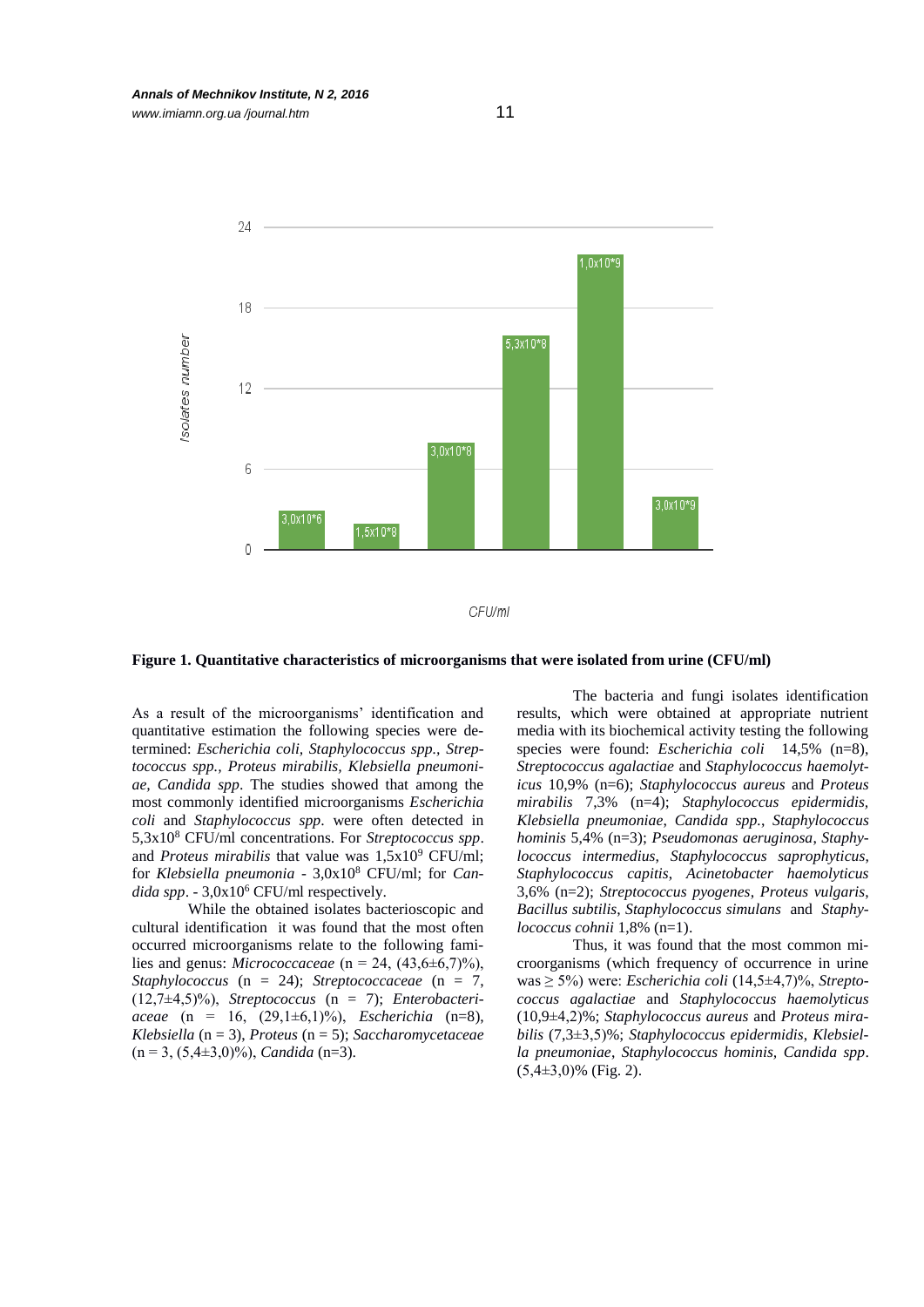**Figure 1. Quantitative characteristics of microorganisms that were isolated from urine (CFU/ml)**

As a result of the microorganisms' identification and quantitative estimation the following species were determined: *Escherichia coli*, *Staphylococcus spp.*, *Streptococcus spp.*, *Proteus mirabilis*, *Klebsiella pneumoniae*, *Candida spp*. The studies showed that among the most commonly identified microorganisms *Escherichia coli* and *Staphylococcus spp.* were often detected in $5{,}3\text{x}10^8$ CFU/ml concentrations. For *Streptococcus spp.* and *Proteus mirabilis* that value was $1{,}5\text{x}10^9$ CFU/ml; for *Klebsiella pneumonia* - $3{,}0\text{x}10^8$ CFU/ml; for *Candida spp*. - $3{,}0\text{x}10^6$ CFU/ml respectively.

While the obtained isolates bacterioscopic and cultural identification it was found that the most often occurred microorganisms relate to the following families and genus: *Micrococcaceae* (n = 24, (43,6±6,7)%), *Staphylococcus* (n = 24); *Streptococcaceae* (n = 7, (12,7±4,5)%), *Streptococcus* (n = 7); *Enterobacteriaceae* (n = 16, (29,1±6,1)%), *Escherichia* (n=8), *Klebsiella* (n = 3), *Proteus* (n = 5); *Saccharomycetaceae* (n = 3, (5,4±3,0)%), *Candida* (n=3).

The bacteria and fungi isolates identification results, which were obtained at appropriate nutrient media with its biochemical activity testing the following species were found: *Escherichia coli* 14,5% (n=8), *Streptococcus agalactiae* and *Staphylococcus haemolyticus* 10,9% (n=6); *Staphylococcus aureus* and *Proteus mirabilis* 7,3% (n=4); *Staphylococcus epidermidis, Klebsiella pneumoniae*, *Candida spp.*, *Staphylococcus hominis* 5,4% (n=3); *Pseudomonas aeruginosa*, *Staphylococcus intermedius*, *Staphylococcus saprophyticus*, *Staphylococcus capitis*, *Acinetobacter haemolyticus* 3,6% (n=2); *Streptococcus pyogenes*, *Proteus vulgaris*, *Bacillus subtilis*, *Staphylococcus simulans* and *Staphylococcus cohnii* 1,8% (n=1).

Thus, it was found that the most common microorganisms (which frequency of occurrence in urine was ≥ 5%) were: *Escherichia coli* (14,5±4,7)%, *Streptococcus agalactiae* and *Staphylococcus haemolyticus* (10,9±4,2)%; *Staphylococcus aureus* and *Proteus mirabilis* (7,3±3,5)%; *Staphylococcus epidermidis, Klebsiella pneumoniae*, *Staphylococcus hominis, Candida spp*. (5,4±3,0)% (Fig. 2).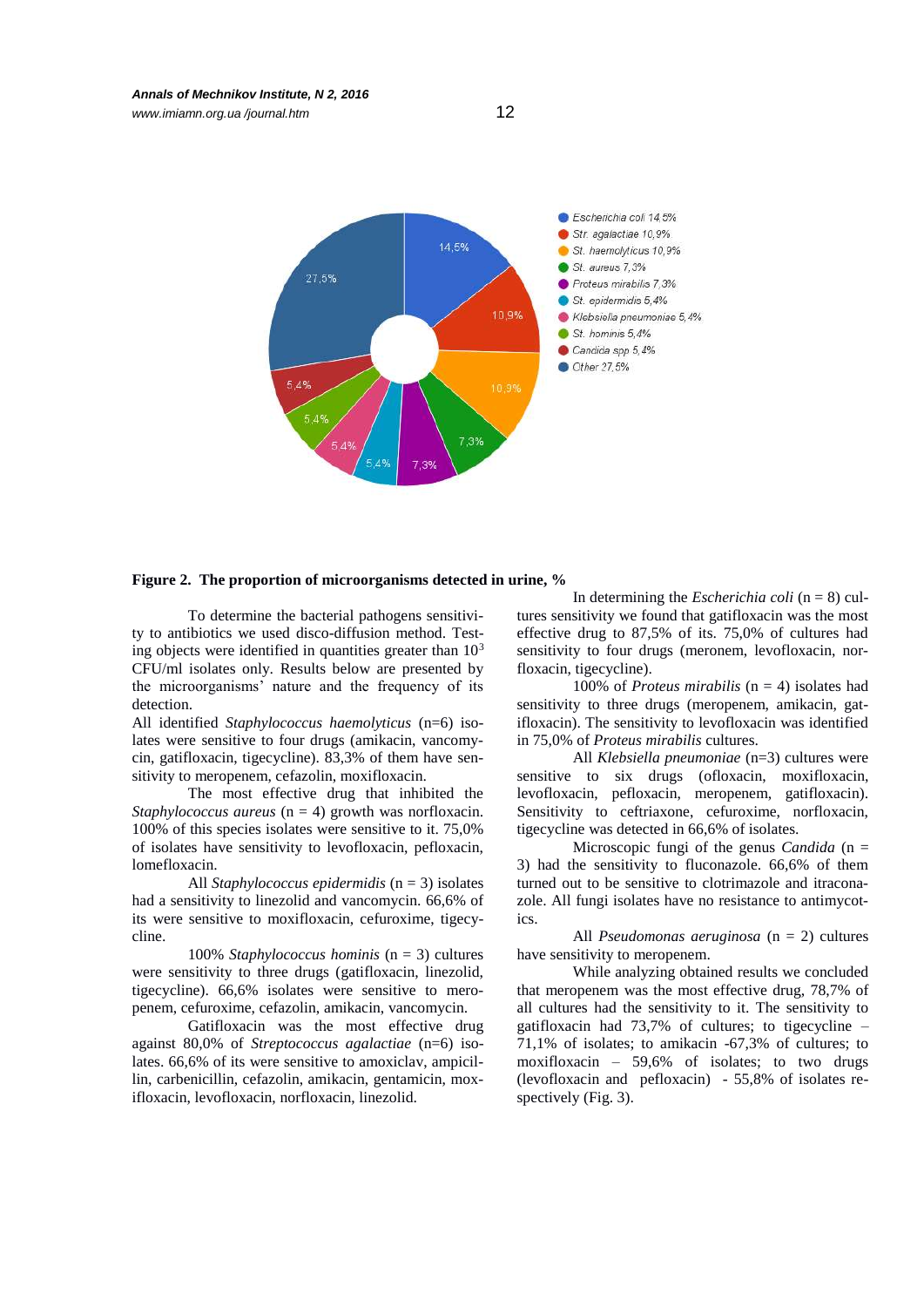**Figure 2. The proportion of microorganisms detected in urine, %**

To determine the bacterial pathogens sensitivity to antibiotics we used disco-diffusion method. Testing objects were identified in quantities greater than $10^3$ CFU/ml isolates only. Results below are presented by the microorganisms' nature and the frequency of its detection.

All identified *Staphylococcus haemolyticus* (n=6) isolates were sensitive to four drugs (amikacin, vancomycin, gatifloxacin, tigecycline). 83,3% of them have sensitivity to meropenem, cefazolin, moxifloxacin.

The most effective drug that inhibited the *Staphylococcus aureus* (n = 4) growth was norfloxacin. 100% of this species isolates were sensitive to it. 75,0% of isolates have sensitivity to levofloxacin, pefloxacin, lomefloxacin.

All *Staphylococcus epidermidis* (n = 3) isolates had a sensitivity to linezolid and vancomycin. 66,6% of its were sensitive to moxifloxacin, cefuroxime, tigecycline.

100% *Staphylococcus hominis* (n = 3) cultures were sensitivity to three drugs (gatifloxacin, linezolid, tigecycline). 66,6% isolates were sensitive to meropenem, cefuroxime, cefazolin, amikacin, vancomycin.

Gatifloxacin was the most effective drug against 80,0% of *Streptococcus agalactiae* (n=6) isolates. 66,6% of its were sensitive to amoxiclav, ampicillin, carbenicillin, cefazolin, amikacin, gentamicin, moxifloxacin, levofloxacin, norfloxacin, linezolid.

In determining the *Escherichia coli* (n = 8) cultures sensitivity we found that gatifloxacin was the most effective drug to 87,5% of its. 75,0% of cultures had sensitivity to four drugs (meronem, levofloxacin, norfloxacin, tigecycline).

100% of *Proteus mirabilis* (n = 4) isolates had sensitivity to three drugs (meropenem, amikacin, gatifloxacin). The sensitivity to levofloxacin was identified in 75,0% of *Proteus mirabilis* cultures.

All *Klebsiella pneumoniae* (n=3) cultures were sensitive to six drugs (ofloxacin, moxifloxacin, levofloxacin, pefloxacin, meropenem, gatifloxacin). Sensitivity to ceftriaxone, cefuroxime, norfloxacin, tigecycline was detected in 66,6% of isolates.

Microscopic fungi of the genus *Candida* (n = 3) had the sensitivity to fluconazole. 66,6% of them turned out to be sensitive to clotrimazole and itraconazole. All fungi isolates have no resistance to antimycotics.

All *Pseudomonas aeruginosa* (n = 2) cultures have sensitivity to meropenem.

While analyzing obtained results we concluded that meropenem was the most effective drug, 78,7% of all cultures had the sensitivity to it. The sensitivity to gatifloxacin had 73,7% of cultures; to tigecycline – 71,1% of isolates; to amikacin -67,3% of cultures; to moxifloxacin – 59,6% of isolates; to two drugs (levofloxacin and pefloxacin) - 55,8% of isolates respectively (Fig. 3).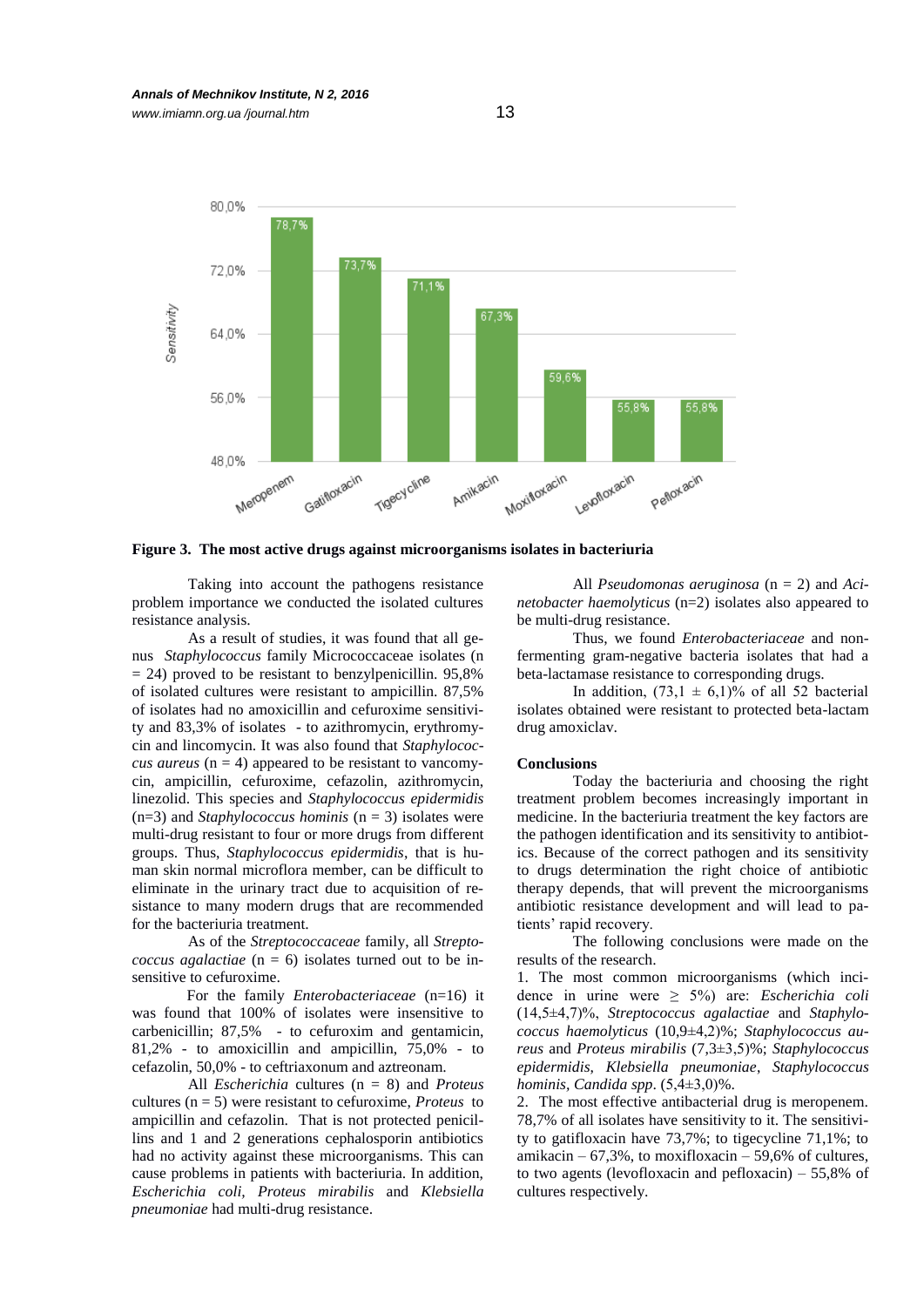**Figure 3. The most active drugs against microorganisms isolates in bacteriuria**

Taking into account the pathogens resistance problem importance we conducted the isolated cultures resistance analysis.

As a result of studies, it was found that all genus *Staphylococcus* family Micrococcaceae isolates (n = 24) proved to be resistant to benzylpenicillin. 95,8% of isolated cultures were resistant to ampicillin. 87,5% of isolates had no amoxicillin and cefuroxime sensitivity and 83,3% of isolates - to azithromycin, erythromycin and lincomycin. It was also found that *Staphylococcus aureus* (n = 4) appeared to be resistant to vancomycin, ampicillin, cefuroxime, cefazolin, azithromycin, linezolid. This species and *Staphylococcus epidermidis* (n=3) and *Staphylococcus hominis* (n = 3) isolates were multi-drug resistant to four or more drugs from different groups. Thus, *Staphylococcus epidermidis*, that is human skin normal microflora member, can be difficult to eliminate in the urinary tract due to acquisition of resistance to many modern drugs that are recommended for the bacteriuria treatment.

As of the *Streptococcaceae* family, all *Streptococcus agalactiae* (n = 6) isolates turned out to be insensitive to cefuroxime.

For the family *Enterobacteriaceae* (n=16) it was found that 100% of isolates were insensitive to carbenicillin; 87,5% - to cefuroxim and gentamicin, 81,2% - to amoxicillin and ampicillin, 75,0% - to cefazolin, 50,0% - to ceftriaxonum and aztreonam.

All *Escherichia* cultures (n = 8) and *Proteus* cultures (n = 5) were resistant to cefuroxime, *Proteus* to ampicillin and cefazolin. That is not protected penicillins and 1 and 2 generations cephalosporin antibiotics had no activity against these microorganisms. This can cause problems in patients with bacteriuria. In addition, *Escherichia coli*, *Proteus mirabilis* and *Klebsiella pneumoniae* had multi-drug resistance.

All *Pseudomonas aeruginosa* (n = 2) and *Acinetobacter haemolyticus* (n=2) isolates also appeared to be multi-drug resistance.

Thus, we found *Enterobacteriaceae* and non-fermenting gram-negative bacteria isolates that had a beta-lactamase resistance to corresponding drugs.

In addition, (73,1 ± 6,1)% of all 52 bacterial isolates obtained were resistant to protected beta-lactam drug amoxiclav.

## Conclusions

Today the bacteriuria and choosing the right treatment problem becomes increasingly important in medicine. In the bacteriuria treatment the key factors are the pathogen identification and its sensitivity to antibiotics. Because of the correct pathogen and its sensitivity to drugs determination the right choice of antibiotic therapy depends, that will prevent the microorganisms antibiotic resistance development and will lead to patients' rapid recovery.

The following conclusions were made on the results of the research.

1. The most common microorganisms (which incidence in urine were ≥ 5%) are: *Escherichia coli* (14,5±4,7)%, *Streptococcus agalactiae* and *Staphylococcus haemolyticus* (10,9±4,2)%; *Staphylococcus aureus* and *Proteus mirabilis* (7,3±3,5)%; *Staphylococcus epidermidis*, *Klebsiella pneumoniae*, *Staphylococcus hominis*, *Candida spp*. (5,4±3,0)%.
2. The most effective antibacterial drug is meropenem. 78,7% of all isolates have sensitivity to it. The sensitivity to gatifloxacin have 73,7%; to tigecycline 71,1%; to amikacin – 67,3%, to moxifloxacin – 59,6% of cultures, to two agents (levofloxacin and pefloxacin) – 55,8% of cultures respectively.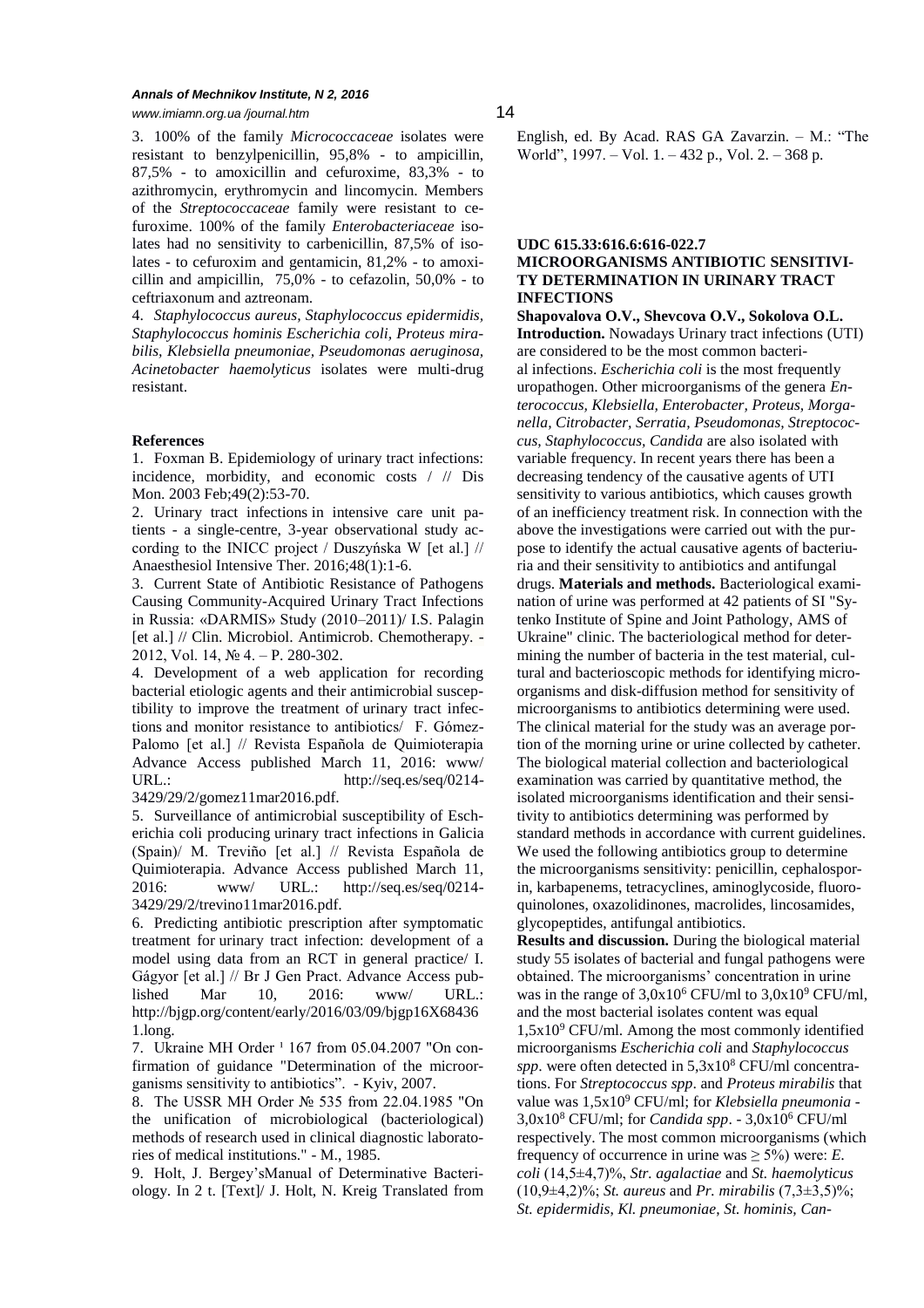3. 100% of the family *Micrococcaceae* isolates were resistant to benzylpenicillin, 95,8% - to ampicillin, 87,5% - to amoxicillin and cefuroxime, 83,3% - to azithromycin, erythromycin and lincomycin. Members of the *Streptococcaceae* family were resistant to cefuroxime. 100% of the family *Enterobacteriaceae* isolates had no sensitivity to carbenicillin, 87,5% of isolates - to cefuroxim and gentamicin, 81,2% - to amoxicillin and ampicillin, 75,0% - to cefazolin, 50,0% - to ceftriaxonum and aztreonam.

4. *Staphylococcus aureus, Staphylococcus epidermidis, Staphylococcus hominis Escherichia coli, Proteus mirabilis, Klebsiella pneumoniae, Pseudomonas aeruginosa, Acinetobacter haemolyticus* isolates were multi-drug resistant.

**References**

1. Foxman B. Epidemiology of urinary tract infections: incidence, morbidity, and economic costs / // Dis Mon. 2003 Feb;49(2):53-70.
2. Urinary tract infections in intensive care unit patients - a single-centre, 3-year observational study according to the INICC project / Duszyńska W [et al.] // Anaesthesiol Intensive Ther. 2016;48(1):1-6.
3. Current State of Antibiotic Resistance of Pathogens Causing Community-Acquired Urinary Tract Infections in Russia: «DARMIS» Study (2010–2011)/ I.S. Palagin [et al.] // Clin. Microbiol. Antimicrob. Chemotherapy. - 2012, Vol. 14, № 4. – P. 280-302.
4. Development of a web application for recording bacterial etiologic agents and their antimicrobial susceptibility to improve the treatment of urinary tract infections and monitor resistance to antibiotics/ F. Gómez-Palomo [et al.] // Revista Española de Quimioterapia Advance Access published March 11, 2016: www/ URL.: http://seq.es/seq/0214-3429/29/2/gomez11mar2016.pdf.
5. Surveillance of antimicrobial susceptibility of Escherichia coli producing urinary tract infections in Galicia (Spain)/ M. Treviño [et al.] // Revista Española de Quimioterapia. Advance Access published March 11, 2016: www/ URL.: http://seq.es/seq/0214-3429/29/2/trevino11mar2016.pdf.
6. Predicting antibiotic prescription after symptomatic treatment for urinary tract infection: development of a model using data from an RCT in general practice/ I. Gágyor [et al.] // Br J Gen Pract. Advance Access published Mar 10, 2016: www/ URL.: http://bjgp.org/content/early/2016/03/09/bjgp16X684361.long.
7. Ukraine MH Order ¹ 167 from 05.04.2007 "On confirmation of guidance "Determination of the microorganisms sensitivity to antibiotics". - Kyiv, 2007.
8. The USSR MH Order № 535 from 22.04.1985 "On the unification of microbiological (bacteriological) methods of research used in clinical diagnostic laboratories of medical institutions." - M., 1985.
9. Holt, J. Bergey'sManual of Determinative Bacteriology. In 2 t. [Text]/ J. Holt, N. Kreig Translated from English, ed. By Acad. RAS GA Zavarzin. – M.: "The World", 1997. – Vol. 1. – 432 p., Vol. 2. – 368 p.

**UDC 615.33:616.6:616-022.7**

## MICROORGANISMS ANTIBIOTIC SENSITIVITY DETERMINATION IN URINARY TRACT INFECTIONS

**Shapovalova O.V., Shevcova O.V., Sokolova O.L.**

**Introduction.** Nowadays Urinary tract infections (UTI) are considered to be the most common bacterial infections. *Escherichia coli* is the most frequently uropathogen. Other microorganisms of the genera *Enterococcus, Klebsiella, Enterobacter, Proteus, Morganella, Citrobacter, Serratia, Pseudomonas, Streptococcus, Staphylococcus, Candida* are also isolated with variable frequency. In recent years there has been a decreasing tendency of the causative agents of UTI sensitivity to various antibiotics, which causes growth of an inefficiency treatment risk. In connection with the above the investigations were carried out with the purpose to identify the actual causative agents of bacteriuria and their sensitivity to antibiotics and antifungal drugs. **Materials and methods.** Bacteriological examination of urine was performed at 42 patients of SI "Sytenko Institute of Spine and Joint Pathology, AMS of Ukraine" clinic. The bacteriological method for determining the number of bacteria in the test material, cultural and bacterioscopic methods for identifying microorganisms and disk-diffusion method for sensitivity of microorganisms to antibiotics determining were used. The clinical material for the study was an average portion of the morning urine or urine collected by catheter. The biological material collection and bacteriological examination was carried by quantitative method, the isolated microorganisms identification and their sensitivity to antibiotics determining was performed by standard methods in accordance with current guidelines. We used the following antibiotics group to determine the microorganisms sensitivity: penicillin, cephalosporin, karbapenems, tetracyclines, aminoglycoside, fluoroquinolones, oxazolidinones, macrolides, lincosamides, glycopeptides, antifungal antibiotics.

**Results and discussion.** During the biological material study 55 isolates of bacterial and fungal pathogens were obtained. The microorganisms' concentration in urine was in the range of $3,0x10^6$ CFU/ml to $3,0x10^9$ CFU/ml, and the most bacterial isolates content was equal $1,5x10^9$ CFU/ml. Among the most commonly identified microorganisms *Escherichia coli* and *Staphylococcus spp*. were often detected in $5,3x10^8$ CFU/ml concentrations. For *Streptococcus spp*. and *Proteus mirabilis* that value was $1,5x10^9$ CFU/ml; for *Klebsiella pneumonia* - $3,0x10^8$ CFU/ml; for *Candida spp*. - $3,0x10^6$ CFU/ml respectively. The most common microorganisms (which frequency of occurrence in urine was $\geq 5\%$) were: *E. coli* (14,5±4,7)%, *Str. agalactiae* and *St. haemolyticus* (10,9±4,2)%; *St. aureus* and *Pr. mirabilis* (7,3±3,5)%; *St. epidermidis, Kl. pneumoniae, St. hominis, Can-*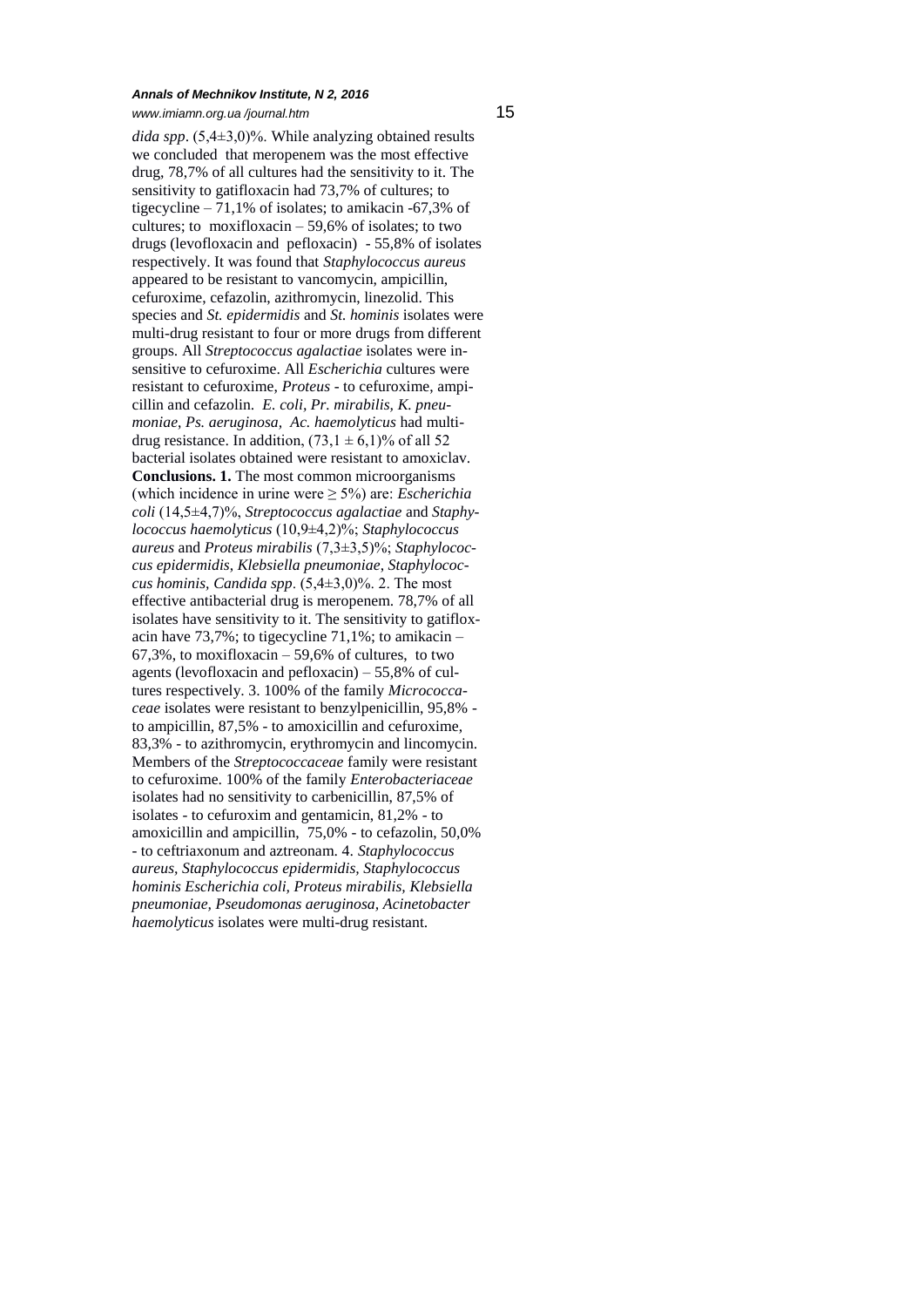*dida spp*. (5,4±3,0)%. While analyzing obtained results we concluded that meropenem was the most effective drug, 78,7% of all cultures had the sensitivity to it. The sensitivity to gatifloxacin had 73,7% of cultures; to tigecycline – 71,1% of isolates; to amikacin -67,3% of cultures; to moxifloxacin – 59,6% of isolates; to two drugs (levofloxacin and pefloxacin) - 55,8% of isolates respectively. It was found that *Staphylococcus aureus* appeared to be resistant to vancomycin, ampicillin, cefuroxime, cefazolin, azithromycin, linezolid. This species and *St. epidermidis* and *St. hominis* isolates were multi-drug resistant to four or more drugs from different groups. All *Streptococcus agalactiae* isolates were insensitive to cefuroxime. All *Escherichia* cultures were resistant to cefuroxime, *Proteus* - to cefuroxime, ampicillin and cefazolin. *E. coli*, *Pr. mirabilis, K. pneumoniae*, *Ps. aeruginosa, Ac. haemolyticus* had multidrug resistance. In addition, $(73,1 \pm 6,1)$% of all 52 bacterial isolates obtained were resistant to amoxiclav.

**Conclusions. 1.** The most common microorganisms (which incidence in urine were ≥ 5%) are: *Escherichia coli* (14,5±4,7)%, *Streptococcus agalactiae* and *Staphylococcus haemolyticus* (10,9±4,2)%; *Staphylococcus aureus* and *Proteus mirabilis* (7,3±3,5)%; *Staphylococcus epidermidis*, *Klebsiella pneumoniae*, *Staphylococcus hominis*, *Candida spp*. (5,4±3,0)%. 2. The most effective antibacterial drug is meropenem. 78,7% of all isolates have sensitivity to it. The sensitivity to gatifloxacin have 73,7%; to tigecycline 71,1%; to amikacin – 67,3%, to moxifloxacin – 59,6% of cultures, to two agents (levofloxacin and pefloxacin) – 55,8% of cultures respectively. 3. 100% of the family *Micrococcaceae* isolates were resistant to benzylpenicillin, 95,8% - to ampicillin, 87,5% - to amoxicillin and cefuroxime, 83,3% - to azithromycin, erythromycin and lincomycin. Members of the *Streptococcaceae* family were resistant to cefuroxime. 100% of the family *Enterobacteriaceae* isolates had no sensitivity to carbenicillin, 87,5% of isolates - to cefuroxim and gentamicin, 81,2% - to amoxicillin and ampicillin, 75,0% - to cefazolin, 50,0% - to ceftriaxonum and aztreonam. 4. *Staphylococcus aureus, Staphylococcus epidermidis, Staphylococcus hominis Escherichia coli, Proteus mirabilis, Klebsiella pneumoniae, Pseudomonas aeruginosa, Acinetobacter haemolyticus* isolates were multi-drug resistant.